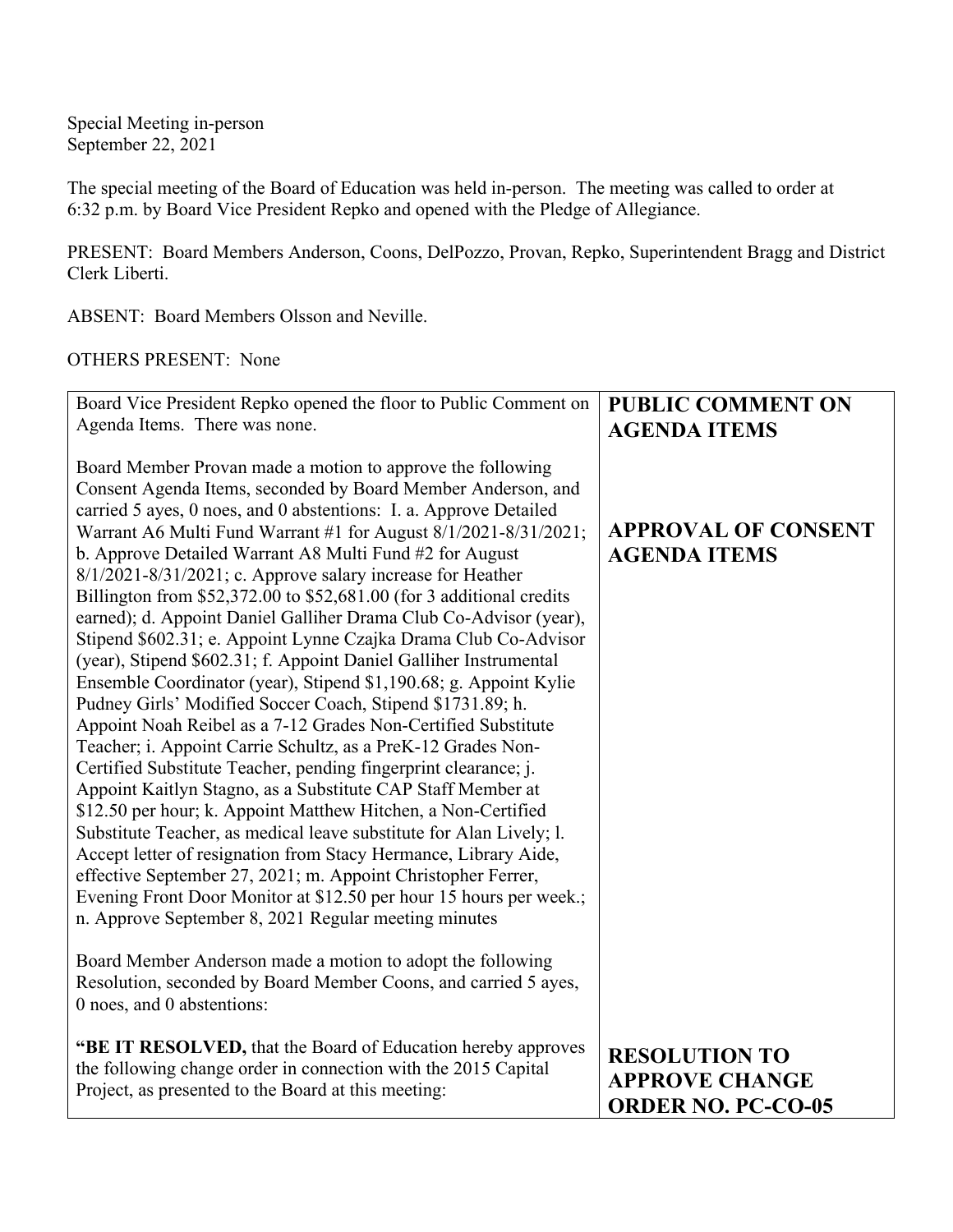Special Meeting in-person
September 22, 2021

The special meeting of the Board of Education was held in-person. The meeting was called to order at 6:32 p.m. by Board Vice President Repko and opened with the Pledge of Allegiance.

PRESENT: Board Members Anderson, Coons, DelPozzo, Provan, Repko, Superintendent Bragg and District Clerk Liberti.

ABSENT: Board Members Olsson and Neville.

OTHERS PRESENT: None

| | |
|---|---|
| Board Vice President Repko opened the floor to Public Comment on Agenda Items. There was none. | **PUBLIC COMMENT ON AGENDA ITEMS** |
| Board Member Provan made a motion to approve the following Consent Agenda Items, seconded by Board Member Anderson, and carried 5 ayes, 0 noes, and 0 abstentions: I. a. Approve Detailed Warrant A6 Multi Fund Warrant #1 for August 8/1/2021-8/31/2021; b. Approve Detailed Warrant A8 Multi Fund #2 for August 8/1/2021-8/31/2021; c. Approve salary increase for Heather Billington from $52,372.00 to $52,681.00 (for 3 additional credits earned); d. Appoint Daniel Galliher Drama Club Co-Advisor (year), Stipend $602.31; e. Appoint Lynne Czajka Drama Club Co-Advisor (year), Stipend $602.31; f. Appoint Daniel Galliher Instrumental Ensemble Coordinator (year), Stipend $1,190.68; g. Appoint Kylie Pudney Girls' Modified Soccer Coach, Stipend $1731.89; h. Appoint Noah Reibel as a 7-12 Grades Non-Certified Substitute Teacher; i. Appoint Carrie Schultz, as a PreK-12 Grades Non-Certified Substitute Teacher, pending fingerprint clearance; j. Appoint Kaitlyn Stagno, as a Substitute CAP Staff Member at $12.50 per hour; k. Appoint Matthew Hitchen, a Non-Certified Substitute Teacher, as medical leave substitute for Alan Lively; l. Accept letter of resignation from Stacy Hermance, Library Aide, effective September 27, 2021; m. Appoint Christopher Ferrer, Evening Front Door Monitor at $12.50 per hour 15 hours per week.; n. Approve September 8, 2021 Regular meeting minutes | **APPROVAL OF CONSENT AGENDA ITEMS** |
| Board Member Anderson made a motion to adopt the following Resolution, seconded by Board Member Coons, and carried 5 ayes, 0 noes, and 0 abstentions:<br><br>"**BE IT RESOLVED,** that the Board of Education hereby approves the following change order in connection with the 2015 Capital Project, as presented to the Board at this meeting: | **RESOLUTION TO APPROVE CHANGE ORDER NO. PC-CO-05** |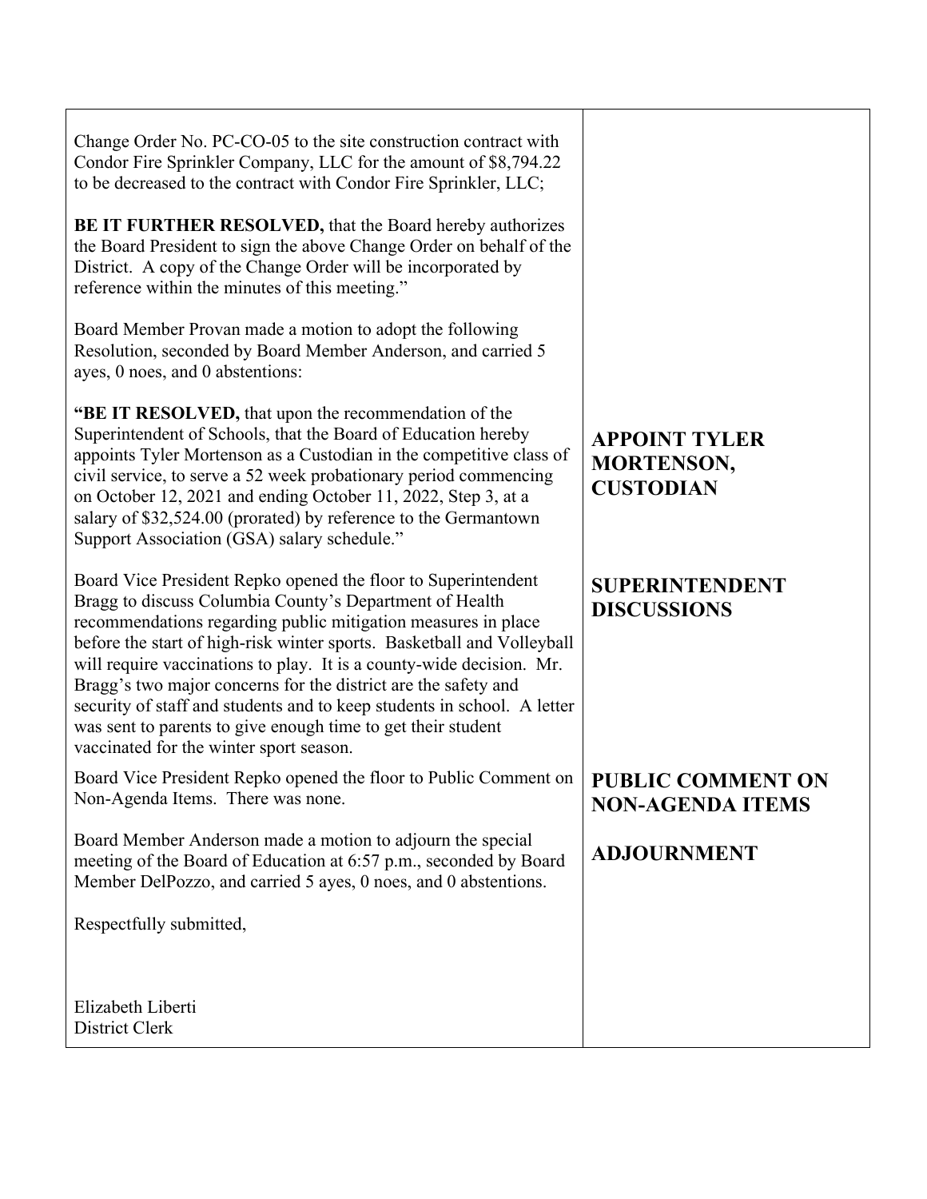| | |
|---|---|
| Change Order No. PC-CO-05 to the site construction contract with Condor Fire Sprinkler Company, LLC for the amount of $8,794.22 to be decreased to the contract with Condor Fire Sprinkler, LLC;<br><br>**BE IT FURTHER RESOLVED,** that the Board hereby authorizes the Board President to sign the above Change Order on behalf of the District. A copy of the Change Order will be incorporated by reference within the minutes of this meeting."<br><br>Board Member Provan made a motion to adopt the following Resolution, seconded by Board Member Anderson, and carried 5 ayes, 0 noes, and 0 abstentions: | |
| **"BE IT RESOLVED,** that upon the recommendation of the Superintendent of Schools, that the Board of Education hereby appoints Tyler Mortenson as a Custodian in the competitive class of civil service, to serve a 52 week probationary period commencing on October 12, 2021 and ending October 11, 2022, Step 3, at a salary of $32,524.00 (prorated) by reference to the Germantown Support Association (GSA) salary schedule." | **APPOINT TYLER MORTENSON, CUSTODIAN** |
| Board Vice President Repko opened the floor to Superintendent Bragg to discuss Columbia County's Department of Health recommendations regarding public mitigation measures in place before the start of high-risk winter sports. Basketball and Volleyball will require vaccinations to play. It is a county-wide decision. Mr. Bragg's two major concerns for the district are the safety and security of staff and students and to keep students in school. A letter was sent to parents to give enough time to get their student vaccinated for the winter sport season. | **SUPERINTENDENT DISCUSSIONS** |
| Board Vice President Repko opened the floor to Public Comment on Non-Agenda Items. There was none. | **PUBLIC COMMENT ON NON-AGENDA ITEMS** |
| Board Member Anderson made a motion to adjourn the special meeting of the Board of Education at 6:57 p.m., seconded by Board Member DelPozzo, and carried 5 ayes, 0 noes, and 0 abstentions.<br><br>Respectfully submitted,<br><br>Elizabeth Liberti<br>District Clerk | **ADJOURNMENT** |